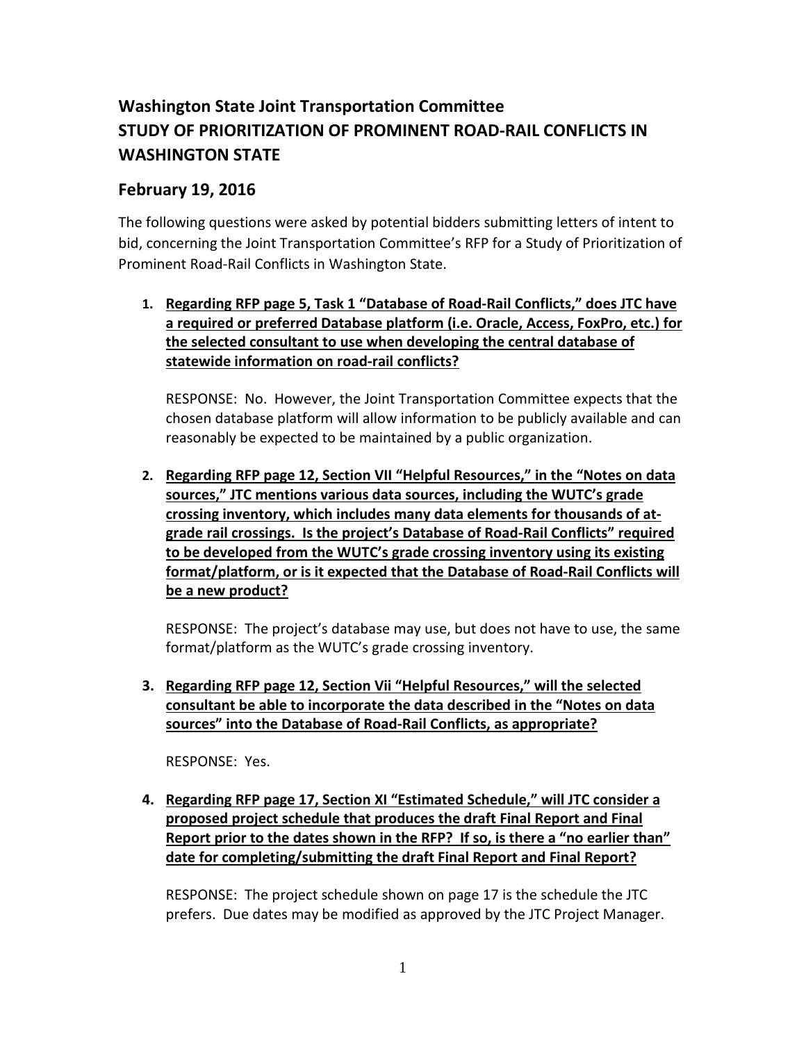# Washington State Joint Transportation Committee
# STUDY OF PRIORITIZATION OF PROMINENT ROAD-RAIL CONFLICTS IN WASHINGTON STATE

## February 19, 2016

The following questions were asked by potential bidders submitting letters of intent to bid, concerning the Joint Transportation Committee's RFP for a Study of Prioritization of Prominent Road-Rail Conflicts in Washington State.

1. **Regarding RFP page 5, Task 1 "Database of Road-Rail Conflicts," does JTC have a required or preferred Database platform (i.e. Oracle, Access, FoxPro, etc.) for the selected consultant to use when developing the central database of statewide information on road-rail conflicts?**

   RESPONSE: No. However, the Joint Transportation Committee expects that the chosen database platform will allow information to be publicly available and can reasonably be expected to be maintained by a public organization.

2. **Regarding RFP page 12, Section VII "Helpful Resources," in the "Notes on data sources," JTC mentions various data sources, including the WUTC's grade crossing inventory, which includes many data elements for thousands of at-grade rail crossings. Is the project's Database of Road-Rail Conflicts" required to be developed from the WUTC's grade crossing inventory using its existing format/platform, or is it expected that the Database of Road-Rail Conflicts will be a new product?**

   RESPONSE: The project's database may use, but does not have to use, the same format/platform as the WUTC's grade crossing inventory.

3. **Regarding RFP page 12, Section Vii "Helpful Resources," will the selected consultant be able to incorporate the data described in the "Notes on data sources" into the Database of Road-Rail Conflicts, as appropriate?**

   RESPONSE: Yes.

4. **Regarding RFP page 17, Section XI "Estimated Schedule," will JTC consider a proposed project schedule that produces the draft Final Report and Final Report prior to the dates shown in the RFP? If so, is there a "no earlier than" date for completing/submitting the draft Final Report and Final Report?**

   RESPONSE: The project schedule shown on page 17 is the schedule the JTC prefers. Due dates may be modified as approved by the JTC Project Manager.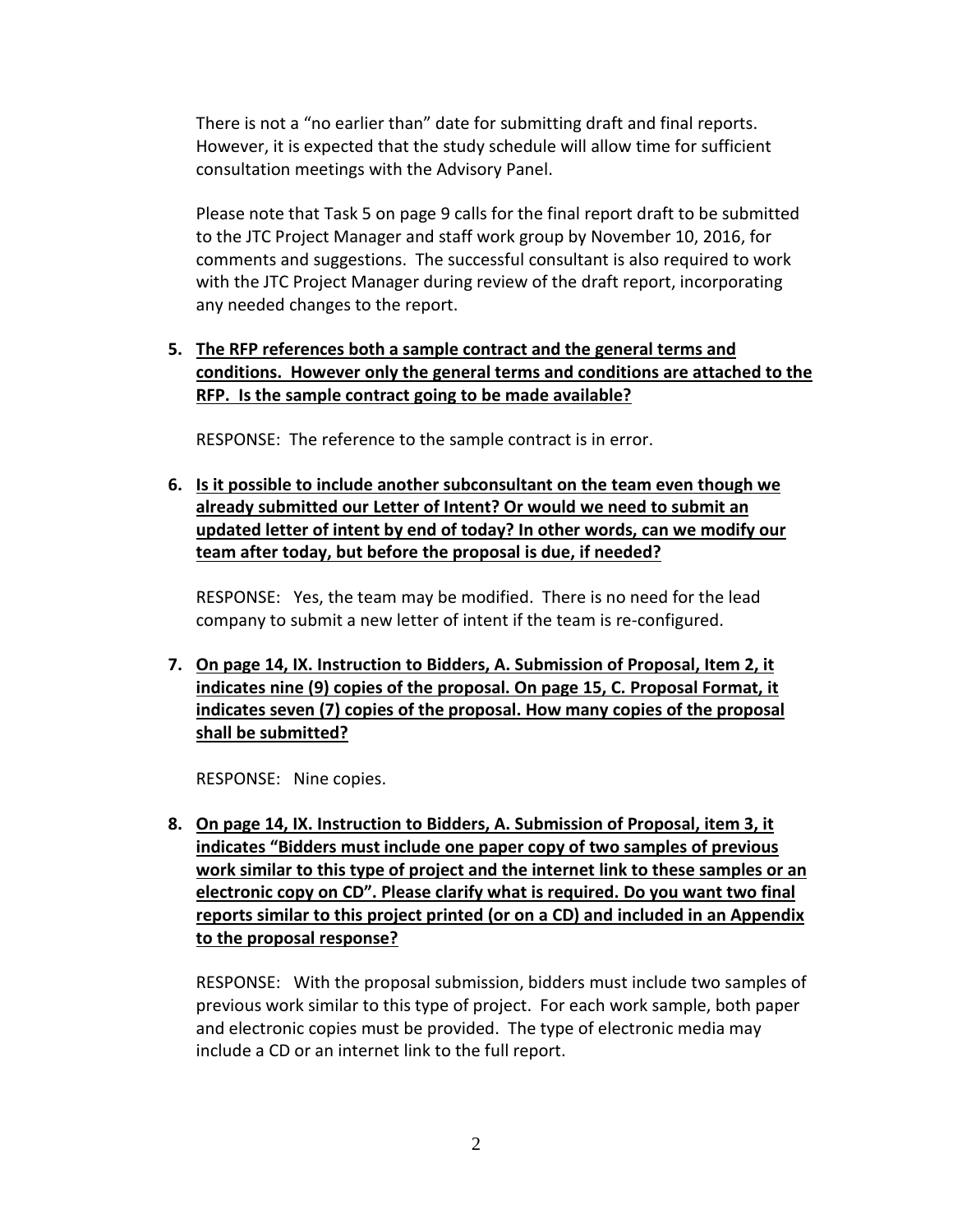There is not a "no earlier than" date for submitting draft and final reports. However, it is expected that the study schedule will allow time for sufficient consultation meetings with the Advisory Panel.

Please note that Task 5 on page 9 calls for the final report draft to be submitted to the JTC Project Manager and staff work group by November 10, 2016, for comments and suggestions. The successful consultant is also required to work with the JTC Project Manager during review of the draft report, incorporating any needed changes to the report.

5. **The RFP references both a sample contract and the general terms and conditions. However only the general terms and conditions are attached to the RFP. Is the sample contract going to be made available?**

   RESPONSE: The reference to the sample contract is in error.

6. **Is it possible to include another subconsultant on the team even though we already submitted our Letter of Intent? Or would we need to submit an updated letter of intent by end of today? In other words, can we modify our team after today, but before the proposal is due, if needed?**

   RESPONSE: Yes, the team may be modified. There is no need for the lead company to submit a new letter of intent if the team is re-configured.

7. **On page 14, IX. Instruction to Bidders, A. Submission of Proposal, Item 2, it indicates nine (9) copies of the proposal. On page 15, C. Proposal Format, it indicates seven (7) copies of the proposal. How many copies of the proposal shall be submitted?**

   RESPONSE: Nine copies.

8. **On page 14, IX. Instruction to Bidders, A. Submission of Proposal, item 3, it indicates "Bidders must include one paper copy of two samples of previous work similar to this type of project and the internet link to these samples or an electronic copy on CD". Please clarify what is required. Do you want two final reports similar to this project printed (or on a CD) and included in an Appendix to the proposal response?**

   RESPONSE: With the proposal submission, bidders must include two samples of previous work similar to this type of project. For each work sample, both paper and electronic copies must be provided. The type of electronic media may include a CD or an internet link to the full report.